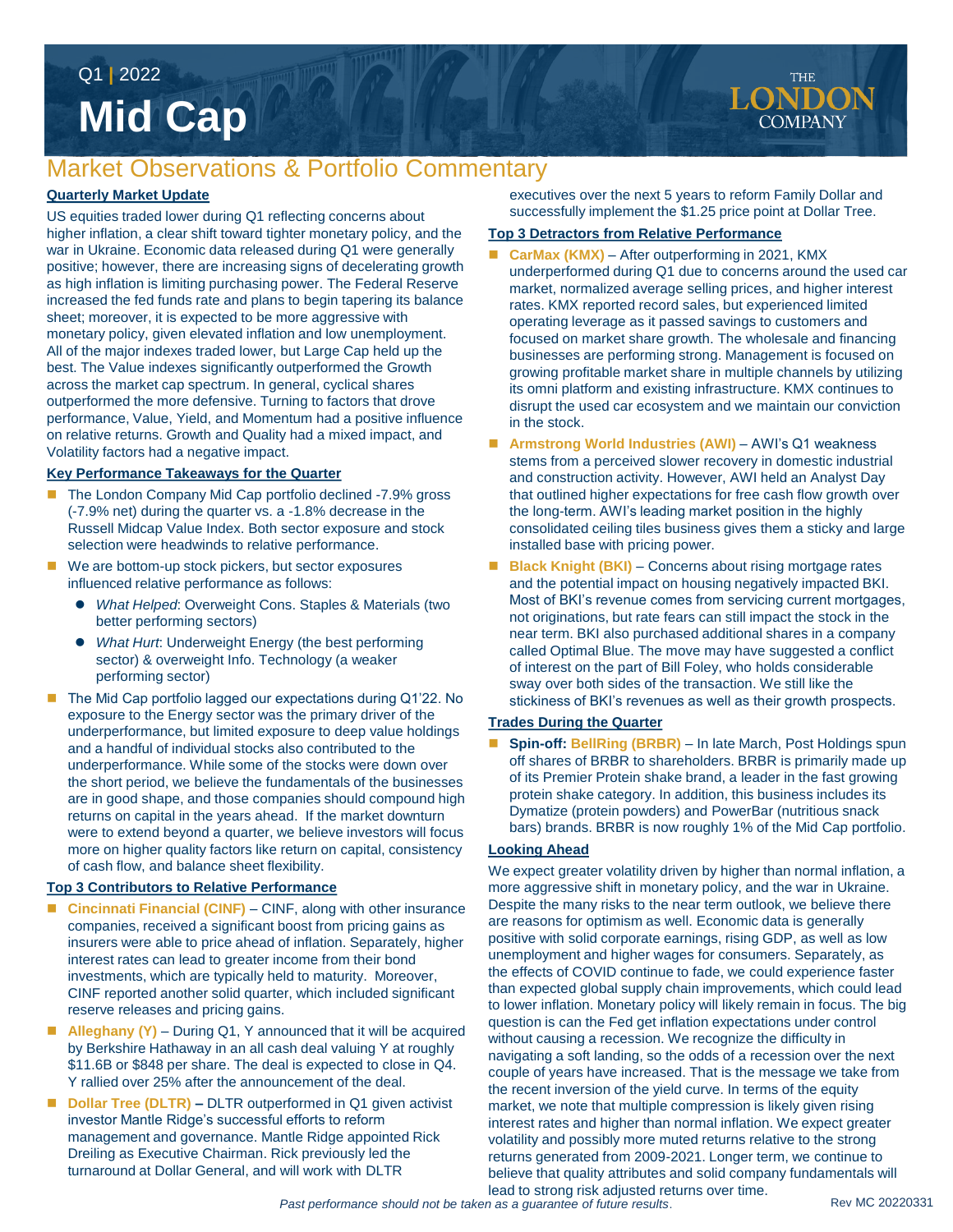Q1 | 2022

# Mid Cap

THE LONDON COMPANY

## Market Observations & Portfolio Commentary

### Quarterly Market Update

US equities traded lower during Q1 reflecting concerns about higher inflation, a clear shift toward tighter monetary policy, and the war in Ukraine. Economic data released during Q1 were generally positive; however, there are increasing signs of decelerating growth as high inflation is limiting purchasing power. The Federal Reserve increased the fed funds rate and plans to begin tapering its balance sheet; moreover, it is expected to be more aggressive with monetary policy, given elevated inflation and low unemployment. All of the major indexes traded lower, but Large Cap held up the best. The Value indexes significantly outperformed the Growth across the market cap spectrum. In general, cyclical shares outperformed the more defensive. Turning to factors that drove performance, Value, Yield, and Momentum had a positive influence on relative returns. Growth and Quality had a mixed impact, and Volatility factors had a negative impact.

### Key Performance Takeaways for the Quarter

- The London Company Mid Cap portfolio declined -7.9% gross (-7.9% net) during the quarter vs. a -1.8% decrease in the Russell Midcap Value Index. Both sector exposure and stock selection were headwinds to relative performance.
- We are bottom-up stock pickers, but sector exposures influenced relative performance as follows:
  - *What Helped*: Overweight Cons. Staples & Materials (two better performing sectors)
  - *What Hurt*: Underweight Energy (the best performing sector) & overweight Info. Technology (a weaker performing sector)
- The Mid Cap portfolio lagged our expectations during Q1'22. No exposure to the Energy sector was the primary driver of the underperformance, but limited exposure to deep value holdings and a handful of individual stocks also contributed to the underperformance. While some of the stocks were down over the short period, we believe the fundamentals of the businesses are in good shape, and those companies should compound high returns on capital in the years ahead. If the market downturn were to extend beyond a quarter, we believe investors will focus more on higher quality factors like return on capital, consistency of cash flow, and balance sheet flexibility.

### Top 3 Contributors to Relative Performance

- **Cincinnati Financial (CINF)** – CINF, along with other insurance companies, received a significant boost from pricing gains as insurers were able to price ahead of inflation. Separately, higher interest rates can lead to greater income from their bond investments, which are typically held to maturity. Moreover, CINF reported another solid quarter, which included significant reserve releases and pricing gains.
- **Alleghany (Y)** – During Q1, Y announced that it will be acquired by Berkshire Hathaway in an all cash deal valuing Y at roughly $11.6B or $848 per share. The deal is expected to close in Q4. Y rallied over 25% after the announcement of the deal.
- **Dollar Tree (DLTR)** – DLTR outperformed in Q1 given activist investor Mantle Ridge's successful efforts to reform management and governance. Mantle Ridge appointed Rick Dreiling as Executive Chairman. Rick previously led the turnaround at Dollar General, and will work with DLTR executives over the next 5 years to reform Family Dollar and successfully implement the $1.25 price point at Dollar Tree.

### Top 3 Detractors from Relative Performance

- **CarMax (KMX)** – After outperforming in 2021, KMX underperformed during Q1 due to concerns around the used car market, normalized average selling prices, and higher interest rates. KMX reported record sales, but experienced limited operating leverage as it passed savings to customers and focused on market share growth. The wholesale and financing businesses are performing strong. Management is focused on growing profitable market share in multiple channels by utilizing its omni platform and existing infrastructure. KMX continues to disrupt the used car ecosystem and we maintain our conviction in the stock.
- **Armstrong World Industries (AWI)** – AWI's Q1 weakness stems from a perceived slower recovery in domestic industrial and construction activity. However, AWI held an Analyst Day that outlined higher expectations for free cash flow growth over the long-term. AWI's leading market position in the highly consolidated ceiling tiles business gives them a sticky and large installed base with pricing power.
- **Black Knight (BKI)** – Concerns about rising mortgage rates and the potential impact on housing negatively impacted BKI. Most of BKI's revenue comes from servicing current mortgages, not originations, but rate fears can still impact the stock in the near term. BKI also purchased additional shares in a company called Optimal Blue. The move may have suggested a conflict of interest on the part of Bill Foley, who holds considerable sway over both sides of the transaction. We still like the stickiness of BKI's revenues as well as their growth prospects.

### Trades During the Quarter

- **Spin-off: BellRing (BRBR)** – In late March, Post Holdings spun off shares of BRBR to shareholders. BRBR is primarily made up of its Premier Protein shake brand, a leader in the fast growing protein shake category. In addition, this business includes its Dymatize (protein powders) and PowerBar (nutritious snack bars) brands. BRBR is now roughly 1% of the Mid Cap portfolio.

### Looking Ahead

We expect greater volatility driven by higher than normal inflation, a more aggressive shift in monetary policy, and the war in Ukraine. Despite the many risks to the near term outlook, we believe there are reasons for optimism as well. Economic data is generally positive with solid corporate earnings, rising GDP, as well as low unemployment and higher wages for consumers. Separately, as the effects of COVID continue to fade, we could experience faster than expected global supply chain improvements, which could lead to lower inflation. Monetary policy will likely remain in focus. The big question is can the Fed get inflation expectations under control without causing a recession. We recognize the difficulty in navigating a soft landing, so the odds of a recession over the next couple of years have increased. That is the message we take from the recent inversion of the yield curve. In terms of the equity market, we note that multiple compression is likely given rising interest rates and higher than normal inflation. We expect greater volatility and possibly more muted returns relative to the strong returns generated from 2009-2021. Longer term, we continue to believe that quality attributes and solid company fundamentals will lead to strong risk adjusted returns over time.

*Past performance should not be taken as a guarantee of future results.*

Rev MC 20220331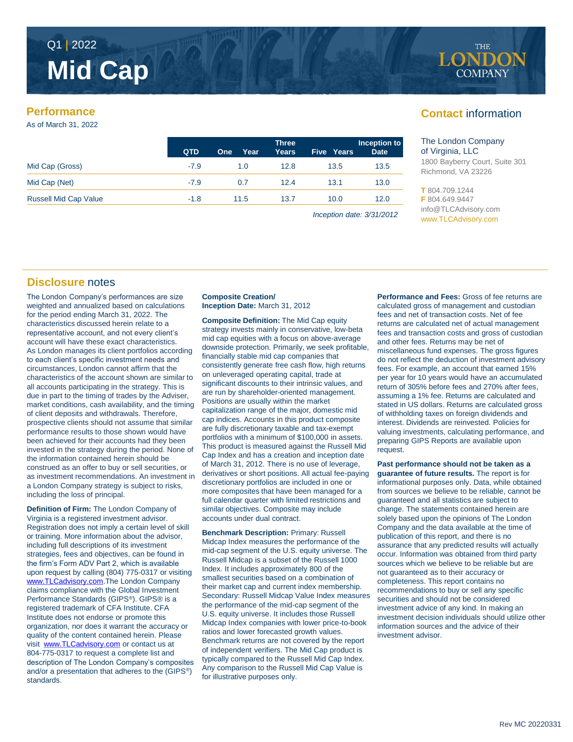# Q1 | 2022
# Mid Cap

THE LONDON COMPANY

## Performance

As of March 31, 2022

| | QTD | One Year | Three Years | Five Years | Inception to Date |
|---|---|---|---|---|---|
| Mid Cap (Gross) | -7.9 | 1.0 | 12.8 | 13.5 | 13.5 |
| Mid Cap (Net) | -7.9 | 0.7 | 12.4 | 13.1 | 13.0 |
| Russell Mid Cap Value | -1.8 | 11.5 | 13.7 | 10.0 | 12.0 |

*Inception date: 3/31/2012*

## Contact information

The London Company of Virginia, LLC
1800 Bayberry Court, Suite 301
Richmond, VA 23226

**T** 804.709.1244
**F** 804.649.9447
info@TLCAdvisory.com
www.TLCAdvisory.com

## Disclosure notes

The London Company's performances are size weighted and annualized based on calculations for the period ending March 31, 2022. The characteristics discussed herein relate to a representative account, and not every client's account will have these exact characteristics. As London manages its client portfolios according to each client's specific investment needs and circumstances, London cannot affirm that the characteristics of the account shown are similar to all accounts participating in the strategy. This is due in part to the timing of trades by the Adviser, market conditions, cash availability, and the timing of client deposits and withdrawals. Therefore, prospective clients should not assume that similar performance results to those shown would have been achieved for their accounts had they been invested in the strategy during the period. None of the information contained herein should be construed as an offer to buy or sell securities, or as investment recommendations. An investment in a London Company strategy is subject to risks, including the loss of principal.

**Definition of Firm:** The London Company of Virginia is a registered investment advisor. Registration does not imply a certain level of skill or training. More information about the advisor, including full descriptions of its investment strategies, fees and objectives, can be found in the firm's Form ADV Part 2, which is available upon request by calling (804) 775-0317 or visiting www.TLCadvisory.com.The London Company claims compliance with the Global Investment Performance Standards (GIPS®). GIPS® is a registered trademark of CFA Institute. CFA Institute does not endorse or promote this organization, nor does it warrant the accuracy or quality of the content contained herein. Please visit www.TLCadvisory.com or contact us at 804-775-0317 to request a complete list and description of The London Company's composites and/or a presentation that adheres to the (GIPS®) standards.

**Composite Creation/ Inception Date:** March 31, 2012

**Composite Definition:** The Mid Cap equity strategy invests mainly in conservative, low-beta mid cap equities with a focus on above-average downside protection. Primarily, we seek profitable, financially stable mid cap companies that consistently generate free cash flow, high returns on unleveraged operating capital, trade at significant discounts to their intrinsic values, and are run by shareholder-oriented management. Positions are usually within the market capitalization range of the major, domestic mid cap indices. Accounts in this product composite are fully discretionary taxable and tax-exempt portfolios with a minimum of $100,000 in assets. This product is measured against the Russell Mid Cap Index and has a creation and inception date of March 31, 2012. There is no use of leverage, derivatives or short positions. All actual fee-paying discretionary portfolios are included in one or more composites that have been managed for a full calendar quarter with limited restrictions and similar objectives. Composite may include accounts under dual contract.

**Benchmark Description:** Primary: Russell Midcap Index measures the performance of the mid-cap segment of the U.S. equity universe. The Russell Midcap is a subset of the Russell 1000 Index. It includes approximately 800 of the smallest securities based on a combination of their market cap and current index membership. Secondary: Russell Midcap Value Index measures the performance of the mid-cap segment of the U.S. equity universe. It includes those Russell Midcap Index companies with lower price-to-book ratios and lower forecasted growth values. Benchmark returns are not covered by the report of independent verifiers. The Mid Cap product is typically compared to the Russell Mid Cap Index. Any comparison to the Russell Mid Cap Value is for illustrative purposes only.

**Performance and Fees:** Gross of fee returns are calculated gross of management and custodian fees and net of transaction costs. Net of fee returns are calculated net of actual management fees and transaction costs and gross of custodian and other fees. Returns may be net of miscellaneous fund expenses. The gross figures do not reflect the deduction of investment advisory fees. For example, an account that earned 15% per year for 10 years would have an accumulated return of 305% before fees and 270% after fees, assuming a 1% fee. Returns are calculated and stated in US dollars. Returns are calculated gross of withholding taxes on foreign dividends and interest. Dividends are reinvested. Policies for valuing investments, calculating performance, and preparing GIPS Reports are available upon request.

**Past performance should not be taken as a guarantee of future results.** The report is for informational purposes only. Data, while obtained from sources we believe to be reliable, cannot be guaranteed and all statistics are subject to change. The statements contained herein are solely based upon the opinions of The London Company and the data available at the time of publication of this report, and there is no assurance that any predicted results will actually occur. Information was obtained from third party sources which we believe to be reliable but are not guaranteed as to their accuracy or completeness. This report contains no recommendations to buy or sell any specific securities and should not be considered investment advice of any kind. In making an investment decision individuals should utilize other information sources and the advice of their investment advisor.

Rev MC 20220331